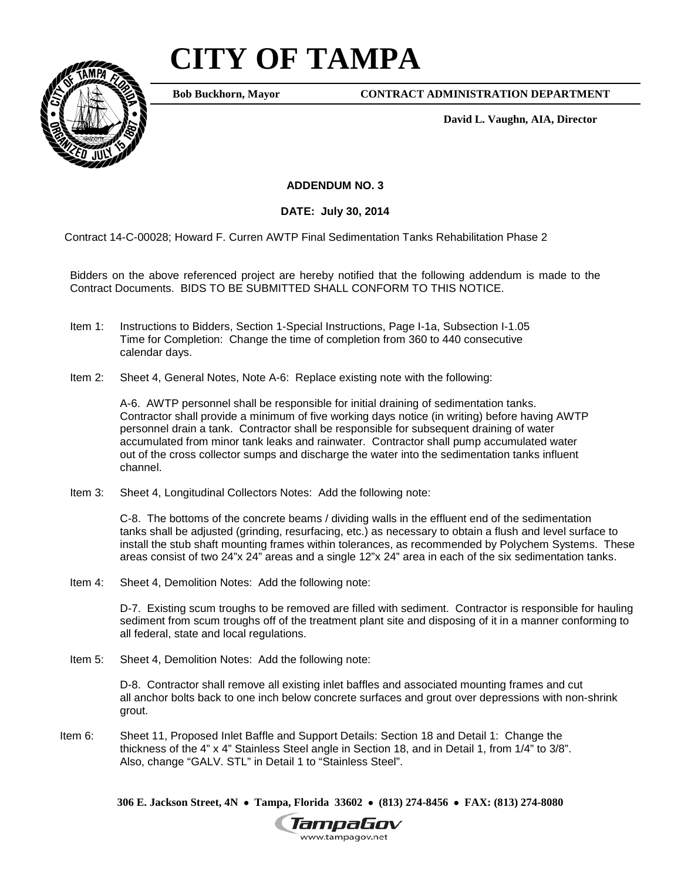# CITY OF TAMPA

**Bob Buckhorn, Mayor** **CONTRACT ADMINISTRATION DEPARTMENT**

**David L. Vaughn, AIA, Director**

**ADDENDUM NO. 3**

**DATE: July 30, 2014**

Contract 14-C-00028; Howard F. Curren AWTP Final Sedimentation Tanks Rehabilitation Phase 2

Bidders on the above referenced project are hereby notified that the following addendum is made to the Contract Documents. BIDS TO BE SUBMITTED SHALL CONFORM TO THIS NOTICE.

Item 1: Instructions to Bidders, Section 1-Special Instructions, Page I-1a, Subsection I-1.05 Time for Completion: Change the time of completion from 360 to 440 consecutive calendar days.

Item 2: Sheet 4, General Notes, Note A-6: Replace existing note with the following:

A-6. AWTP personnel shall be responsible for initial draining of sedimentation tanks. Contractor shall provide a minimum of five working days notice (in writing) before having AWTP personnel drain a tank. Contractor shall be responsible for subsequent draining of water accumulated from minor tank leaks and rainwater. Contractor shall pump accumulated water out of the cross collector sumps and discharge the water into the sedimentation tanks influent channel.

Item 3: Sheet 4, Longitudinal Collectors Notes: Add the following note:

C-8. The bottoms of the concrete beams / dividing walls in the effluent end of the sedimentation tanks shall be adjusted (grinding, resurfacing, etc.) as necessary to obtain a flush and level surface to install the stub shaft mounting frames within tolerances, as recommended by Polychem Systems. These areas consist of two 24"x 24" areas and a single 12"x 24" area in each of the six sedimentation tanks.

Item 4: Sheet 4, Demolition Notes: Add the following note:

D-7. Existing scum troughs to be removed are filled with sediment. Contractor is responsible for hauling sediment from scum troughs off of the treatment plant site and disposing of it in a manner conforming to all federal, state and local regulations.

Item 5: Sheet 4, Demolition Notes: Add the following note:

D-8. Contractor shall remove all existing inlet baffles and associated mounting frames and cut all anchor bolts back to one inch below concrete surfaces and grout over depressions with non-shrink grout.

Item 6: Sheet 11, Proposed Inlet Baffle and Support Details: Section 18 and Detail 1: Change the thickness of the 4" x 4" Stainless Steel angle in Section 18, and in Detail 1, from 1/4" to 3/8". Also, change "GALV. STL" in Detail 1 to "Stainless Steel".

**306 E. Jackson Street, 4N • Tampa, Florida 33602 • (813) 274-8456 • FAX: (813) 274-8080**

TampaGov
www.tampagov.net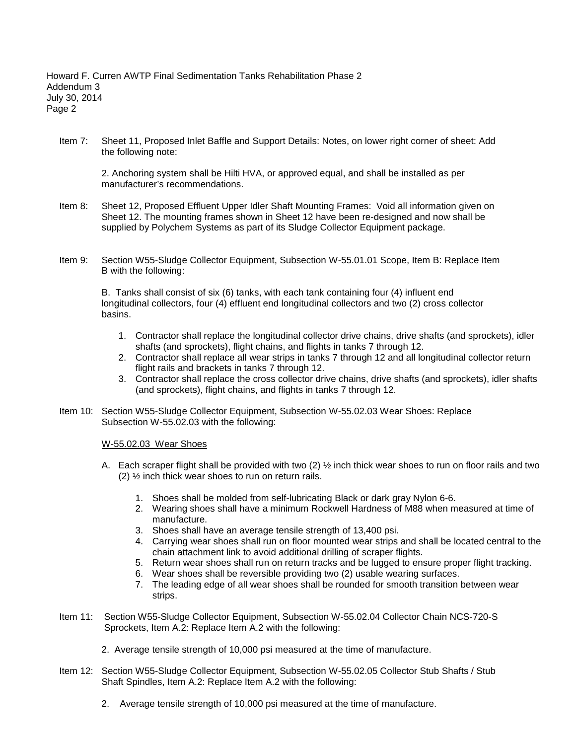Item 7: Sheet 11, Proposed Inlet Baffle and Support Details: Notes, on lower right corner of sheet: Add the following note:

> 2. Anchoring system shall be Hilti HVA, or approved equal, and shall be installed as per manufacturer's recommendations.

Item 8: Sheet 12, Proposed Effluent Upper Idler Shaft Mounting Frames: Void all information given on Sheet 12. The mounting frames shown in Sheet 12 have been re-designed and now shall be supplied by Polychem Systems as part of its Sludge Collector Equipment package.

Item 9: Section W55-Sludge Collector Equipment, Subsection W-55.01.01 Scope, Item B: Replace Item B with the following:

> B. Tanks shall consist of six (6) tanks, with each tank containing four (4) influent end longitudinal collectors, four (4) effluent end longitudinal collectors and two (2) cross collector basins.
>
> 1. Contractor shall replace the longitudinal collector drive chains, drive shafts (and sprockets), idler shafts (and sprockets), flight chains, and flights in tanks 7 through 12.
> 2. Contractor shall replace all wear strips in tanks 7 through 12 and all longitudinal collector return flight rails and brackets in tanks 7 through 12.
> 3. Contractor shall replace the cross collector drive chains, drive shafts (and sprockets), idler shafts (and sprockets), flight chains, and flights in tanks 7 through 12.

Item 10: Section W55-Sludge Collector Equipment, Subsection W-55.02.03 Wear Shoes: Replace Subsection W-55.02.03 with the following:

> <u>W-55.02.03 Wear Shoes</u>
>
> A. Each scraper flight shall be provided with two (2) ½ inch thick wear shoes to run on floor rails and two (2) ½ inch thick wear shoes to run on return rails.
>
> 1. Shoes shall be molded from self-lubricating Black or dark gray Nylon 6-6.
> 2. Wearing shoes shall have a minimum Rockwell Hardness of M88 when measured at time of manufacture.
> 3. Shoes shall have an average tensile strength of 13,400 psi.
> 4. Carrying wear shoes shall run on floor mounted wear strips and shall be located central to the chain attachment link to avoid additional drilling of scraper flights.
> 5. Return wear shoes shall run on return tracks and be lugged to ensure proper flight tracking.
> 6. Wear shoes shall be reversible providing two (2) usable wearing surfaces.
> 7. The leading edge of all wear shoes shall be rounded for smooth transition between wear strips.

Item 11: Section W55-Sludge Collector Equipment, Subsection W-55.02.04 Collector Chain NCS-720-S Sprockets, Item A.2: Replace Item A.2 with the following:

> 2. Average tensile strength of 10,000 psi measured at the time of manufacture.

Item 12: Section W55-Sludge Collector Equipment, Subsection W-55.02.05 Collector Stub Shafts / Stub Shaft Spindles, Item A.2: Replace Item A.2 with the following:

> 2. Average tensile strength of 10,000 psi measured at the time of manufacture.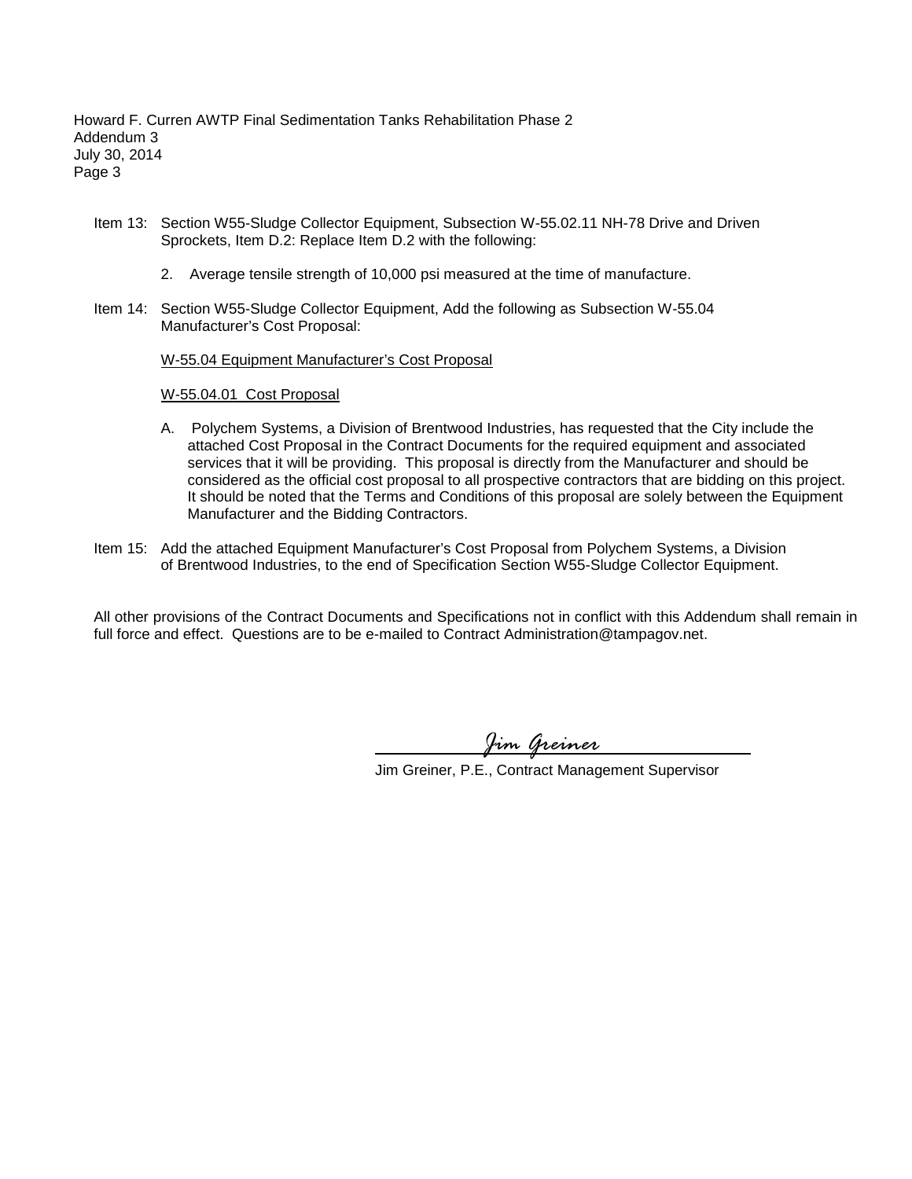Item 13: Section W55-Sludge Collector Equipment, Subsection W-55.02.11 NH-78 Drive and Driven Sprockets, Item D.2: Replace Item D.2 with the following:

2. Average tensile strength of 10,000 psi measured at the time of manufacture.

Item 14: Section W55-Sludge Collector Equipment, Add the following as Subsection W-55.04 Manufacturer's Cost Proposal:

<u>W-55.04 Equipment Manufacturer's Cost Proposal</u>

<u>W-55.04.01 Cost Proposal</u>

A. Polychem Systems, a Division of Brentwood Industries, has requested that the City include the attached Cost Proposal in the Contract Documents for the required equipment and associated services that it will be providing. This proposal is directly from the Manufacturer and should be considered as the official cost proposal to all prospective contractors that are bidding on this project. It should be noted that the Terms and Conditions of this proposal are solely between the Equipment Manufacturer and the Bidding Contractors.

Item 15: Add the attached Equipment Manufacturer's Cost Proposal from Polychem Systems, a Division of Brentwood Industries, to the end of Specification Section W55-Sludge Collector Equipment.

All other provisions of the Contract Documents and Specifications not in conflict with this Addendum shall remain in full force and effect. Questions are to be e-mailed to Contract Administration@tampagov.net.

*Jim Greiner*

Jim Greiner, P.E., Contract Management Supervisor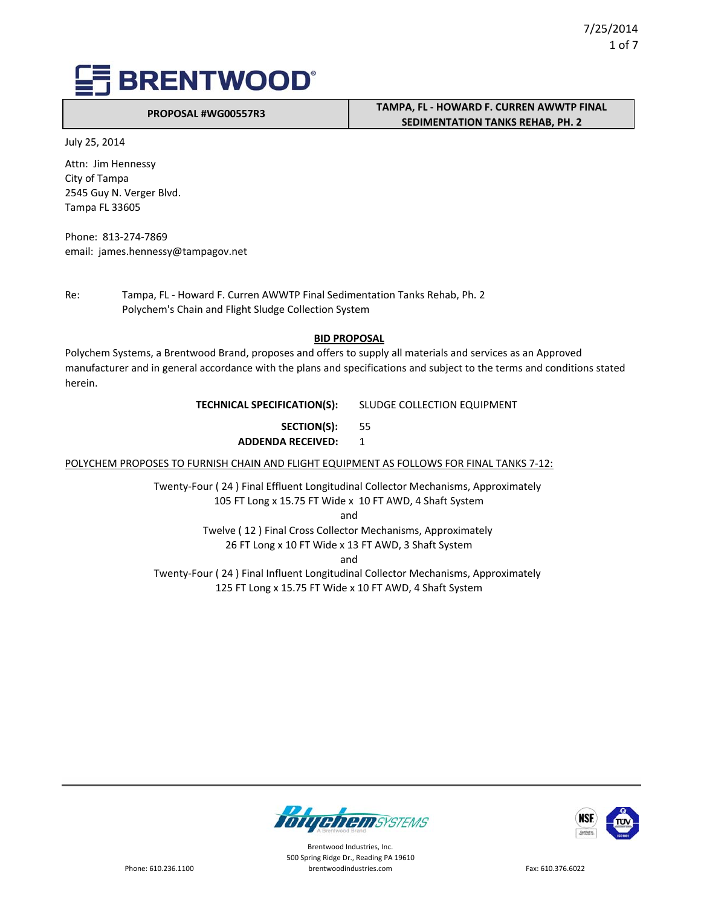# BRENTWOOD

| PROPOSAL #WG00557R3 | TAMPA, FL - HOWARD F. CURREN AWWTP FINAL SEDIMENTATION TANKS REHAB, PH. 2 |
|---|---|

July 25, 2014

Attn: Jim Hennessy
City of Tampa
2545 Guy N. Verger Blvd.
Tampa FL 33605

Phone: 813-274-7869
email: james.hennessy@tampagov.net

Re: Tampa, FL - Howard F. Curren AWWTP Final Sedimentation Tanks Rehab, Ph. 2
Polychem's Chain and Flight Sludge Collection System

## BID PROPOSAL

Polychem Systems, a Brentwood Brand, proposes and offers to supply all materials and services as an Approved manufacturer and in general accordance with the plans and specifications and subject to the terms and conditions stated herein.

**TECHNICAL SPECIFICATION(S):** SLUDGE COLLECTION EQUIPMENT

**SECTION(S):** 55

**ADDENDA RECEIVED:** 1

POLYCHEM PROPOSES TO FURNISH CHAIN AND FLIGHT EQUIPMENT AS FOLLOWS FOR FINAL TANKS 7-12:

Twenty-Four ( 24 ) Final Effluent Longitudinal Collector Mechanisms, Approximately 105 FT Long x 15.75 FT Wide x 10 FT AWD, 4 Shaft System

and

Twelve ( 12 ) Final Cross Collector Mechanisms, Approximately 26 FT Long x 10 FT Wide x 13 FT AWD, 3 Shaft System

and

Twenty-Four ( 24 ) Final Influent Longitudinal Collector Mechanisms, Approximately 125 FT Long x 15.75 FT Wide x 10 FT AWD, 4 Shaft System

Polychem SYSTEMS — A Brentwood Brand

Brentwood Industries, Inc.
500 Spring Ridge Dr., Reading PA 19610
brentwoodindustries.com

Phone: 610.236.1100 Fax: 610.376.6022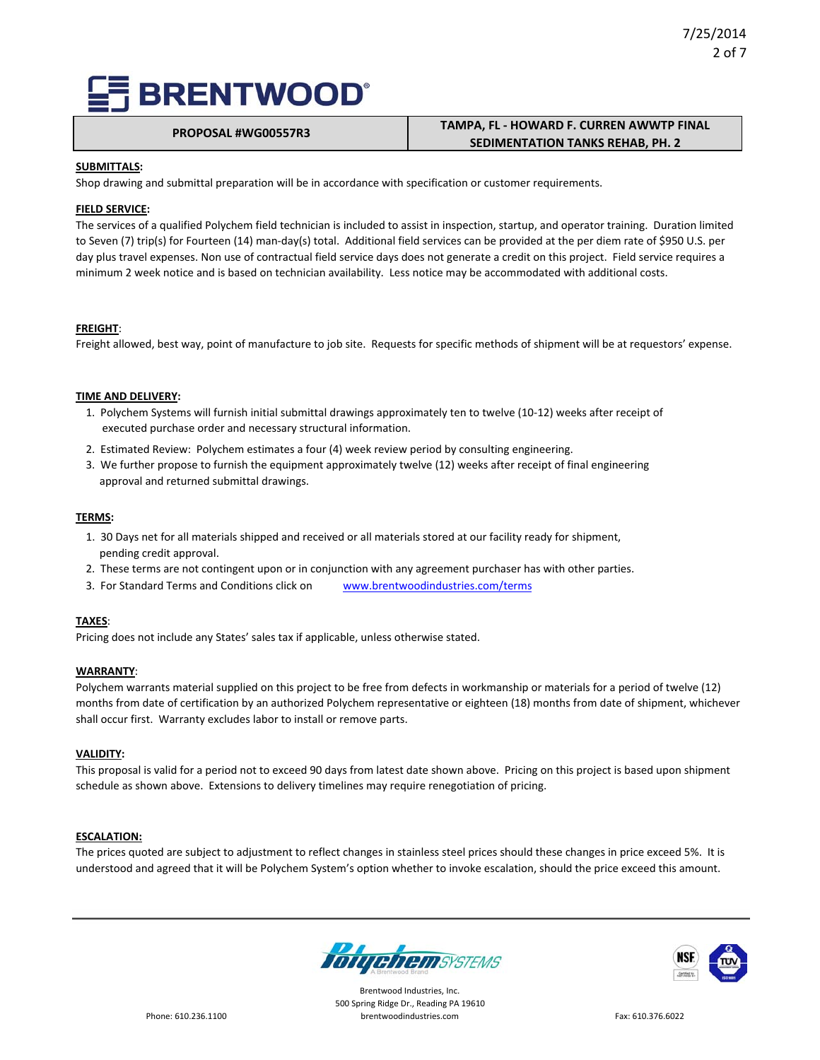# BRENTWOOD

| PROPOSAL #WG00557R3 | TAMPA, FL - HOWARD F. CURREN AWWTP FINAL SEDIMENTATION TANKS REHAB, PH. 2 |
| --- | --- |

**SUBMITTALS:**

Shop drawing and submittal preparation will be in accordance with specification or customer requirements.

**FIELD SERVICE:**

The services of a qualified Polychem field technician is included to assist in inspection, startup, and operator training. Duration limited to Seven (7) trip(s) for Fourteen (14) man-day(s) total. Additional field services can be provided at the per diem rate of $950 U.S. per day plus travel expenses. Non use of contractual field service days does not generate a credit on this project. Field service requires a minimum 2 week notice and is based on technician availability. Less notice may be accommodated with additional costs.

**FREIGHT:**

Freight allowed, best way, point of manufacture to job site. Requests for specific methods of shipment will be at requestors' expense.

**TIME AND DELIVERY:**

1. Polychem Systems will furnish initial submittal drawings approximately ten to twelve (10-12) weeks after receipt of executed purchase order and necessary structural information.
2. Estimated Review: Polychem estimates a four (4) week review period by consulting engineering.
3. We further propose to furnish the equipment approximately twelve (12) weeks after receipt of final engineering approval and returned submittal drawings.

**TERMS:**

1. 30 Days net for all materials shipped and received or all materials stored at our facility ready for shipment, pending credit approval.
2. These terms are not contingent upon or in conjunction with any agreement purchaser has with other parties.
3. For Standard Terms and Conditions click on www.brentwoodindustries.com/terms

**TAXES:**

Pricing does not include any States' sales tax if applicable, unless otherwise stated.

**WARRANTY:**

Polychem warrants material supplied on this project to be free from defects in workmanship or materials for a period of twelve (12) months from date of certification by an authorized Polychem representative or eighteen (18) months from date of shipment, whichever shall occur first. Warranty excludes labor to install or remove parts.

**VALIDITY:**

This proposal is valid for a period not to exceed 90 days from latest date shown above. Pricing on this project is based upon shipment schedule as shown above. Extensions to delivery timelines may require renegotiation of pricing.

**ESCALATION:**

The prices quoted are subject to adjustment to reflect changes in stainless steel prices should these changes in price exceed 5%. It is understood and agreed that it will be Polychem System's option whether to invoke escalation, should the price exceed this amount.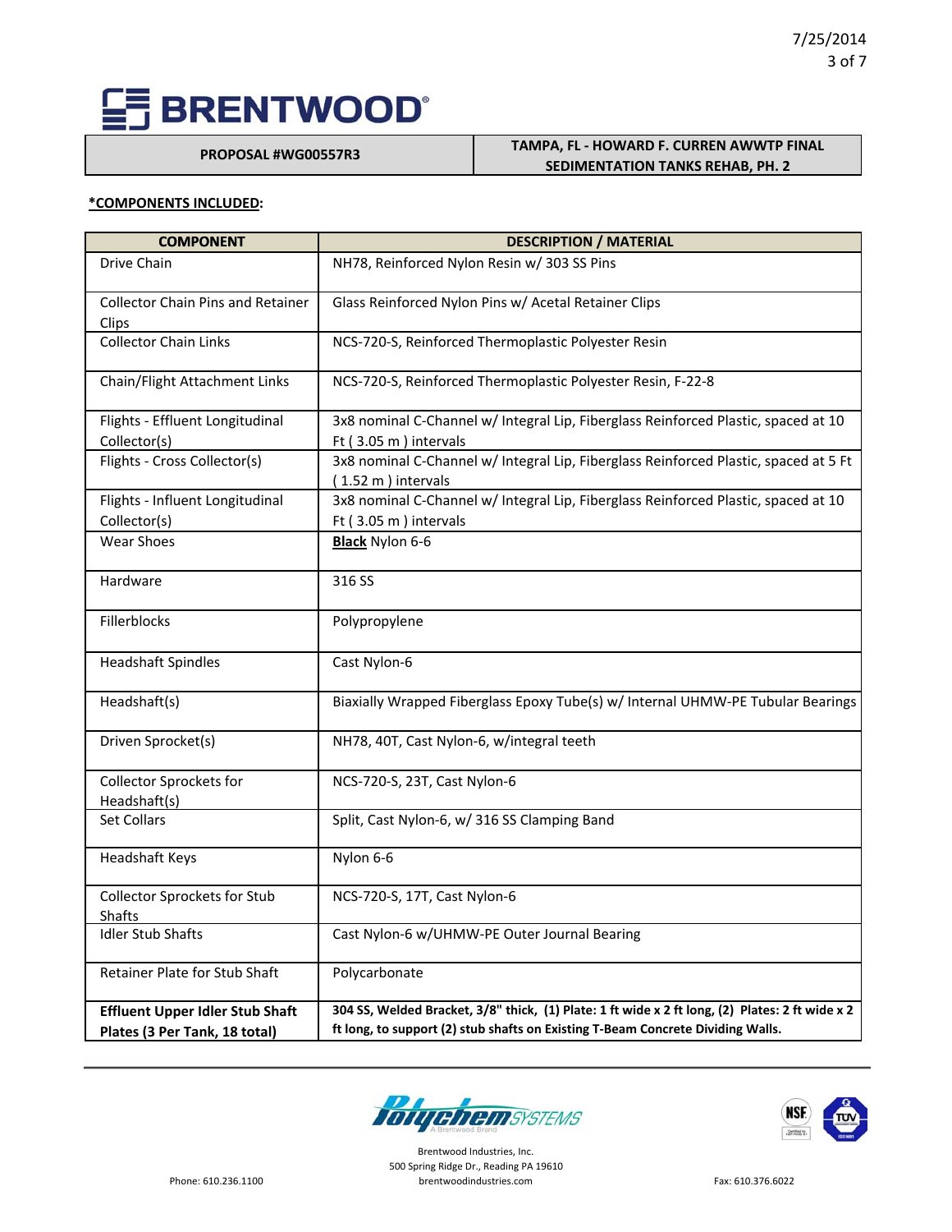| PROPOSAL #WG00557R3 | TAMPA, FL - HOWARD F. CURREN AWWTP FINAL SEDIMENTATION TANKS REHAB, PH. 2 |
|---|---|

**\*COMPONENTS INCLUDED:**

| COMPONENT | DESCRIPTION / MATERIAL |
|---|---|
| Drive Chain | NH78, Reinforced Nylon Resin w/ 303 SS Pins |
| Collector Chain Pins and Retainer Clips | Glass Reinforced Nylon Pins w/ Acetal Retainer Clips |
| Collector Chain Links | NCS-720-S, Reinforced Thermoplastic Polyester Resin |
| Chain/Flight Attachment Links | NCS-720-S, Reinforced Thermoplastic Polyester Resin, F-22-8 |
| Flights - Effluent Longitudinal Collector(s) | 3x8 nominal C-Channel w/ Integral Lip, Fiberglass Reinforced Plastic, spaced at 10 Ft ( 3.05 m ) intervals |
| Flights - Cross Collector(s) | 3x8 nominal C-Channel w/ Integral Lip, Fiberglass Reinforced Plastic, spaced at 5 Ft ( 1.52 m ) intervals |
| Flights - Influent Longitudinal Collector(s) | 3x8 nominal C-Channel w/ Integral Lip, Fiberglass Reinforced Plastic, spaced at 10 Ft ( 3.05 m ) intervals |
| Wear Shoes | **Black** Nylon 6-6 |
| Hardware | 316 SS |
| Fillerblocks | Polypropylene |
| Headshaft Spindles | Cast Nylon-6 |
| Headshaft(s) | Biaxially Wrapped Fiberglass Epoxy Tube(s) w/ Internal UHMW-PE Tubular Bearings |
| Driven Sprocket(s) | NH78, 40T, Cast Nylon-6, w/integral teeth |
| Collector Sprockets for Headshaft(s) | NCS-720-S, 23T, Cast Nylon-6 |
| Set Collars | Split, Cast Nylon-6, w/ 316 SS Clamping Band |
| Headshaft Keys | Nylon 6-6 |
| Collector Sprockets for Stub Shafts | NCS-720-S, 17T, Cast Nylon-6 |
| Idler Stub Shafts | Cast Nylon-6 w/UHMW-PE Outer Journal Bearing |
| Retainer Plate for Stub Shaft | Polycarbonate |
| **Effluent Upper Idler Stub Shaft Plates (3 Per Tank, 18 total)** | **304 SS, Welded Bracket, 3/8" thick, (1) Plate: 1 ft wide x 2 ft long, (2) Plates: 2 ft wide x 2 ft long, to support (2) stub shafts on Existing T-Beam Concrete Dividing Walls.** |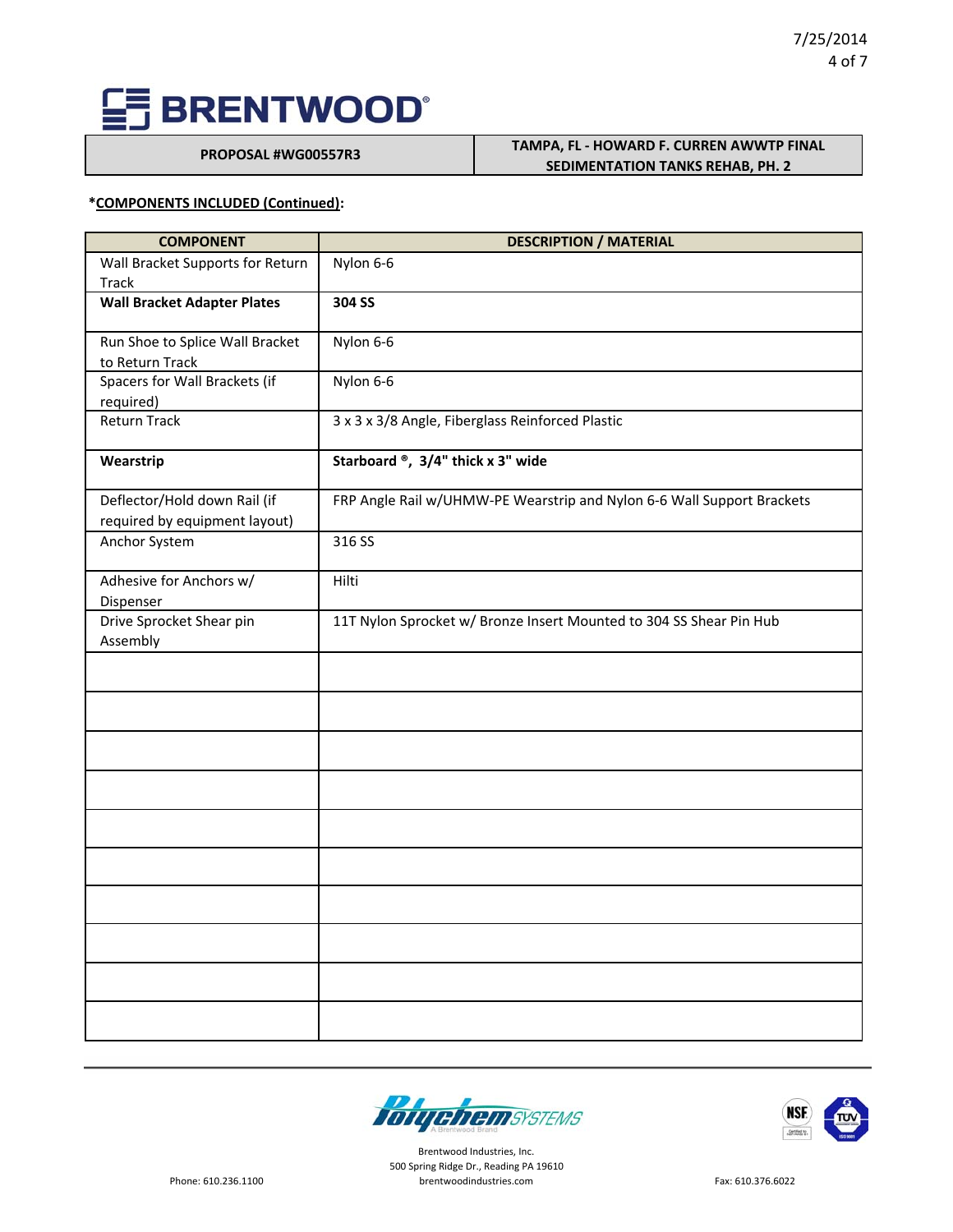| PROPOSAL #WG00557R3 | TAMPA, FL - HOWARD F. CURREN AWWTP FINAL SEDIMENTATION TANKS REHAB, PH. 2 |
|---|---|

***COMPONENTS INCLUDED (Continued):**

| COMPONENT | DESCRIPTION / MATERIAL |
|---|---|
| Wall Bracket Supports for Return Track | Nylon 6-6 |
| **Wall Bracket Adapter Plates** | **304 SS** |
| Run Shoe to Splice Wall Bracket to Return Track | Nylon 6-6 |
| Spacers for Wall Brackets (if required) | Nylon 6-6 |
| Return Track | 3 x 3 x 3/8 Angle, Fiberglass Reinforced Plastic |
| **Wearstrip** | **Starboard ®, 3/4" thick x 3" wide** |
| Deflector/Hold down Rail (if required by equipment layout) | FRP Angle Rail w/UHMW-PE Wearstrip and Nylon 6-6 Wall Support Brackets |
| Anchor System | 316 SS |
| Adhesive for Anchors w/ Dispenser | Hilti |
| Drive Sprocket Shear pin Assembly | 11T Nylon Sprocket w/ Bronze Insert Mounted to 304 SS Shear Pin Hub |
| | |
| | |
| | |
| | |
| | |
| | |
| | |
| | |
| | |
| | |

Brentwood Industries, Inc.
500 Spring Ridge Dr., Reading PA 19610
brentwoodindustries.com

Phone: 610.236.1100

Fax: 610.376.6022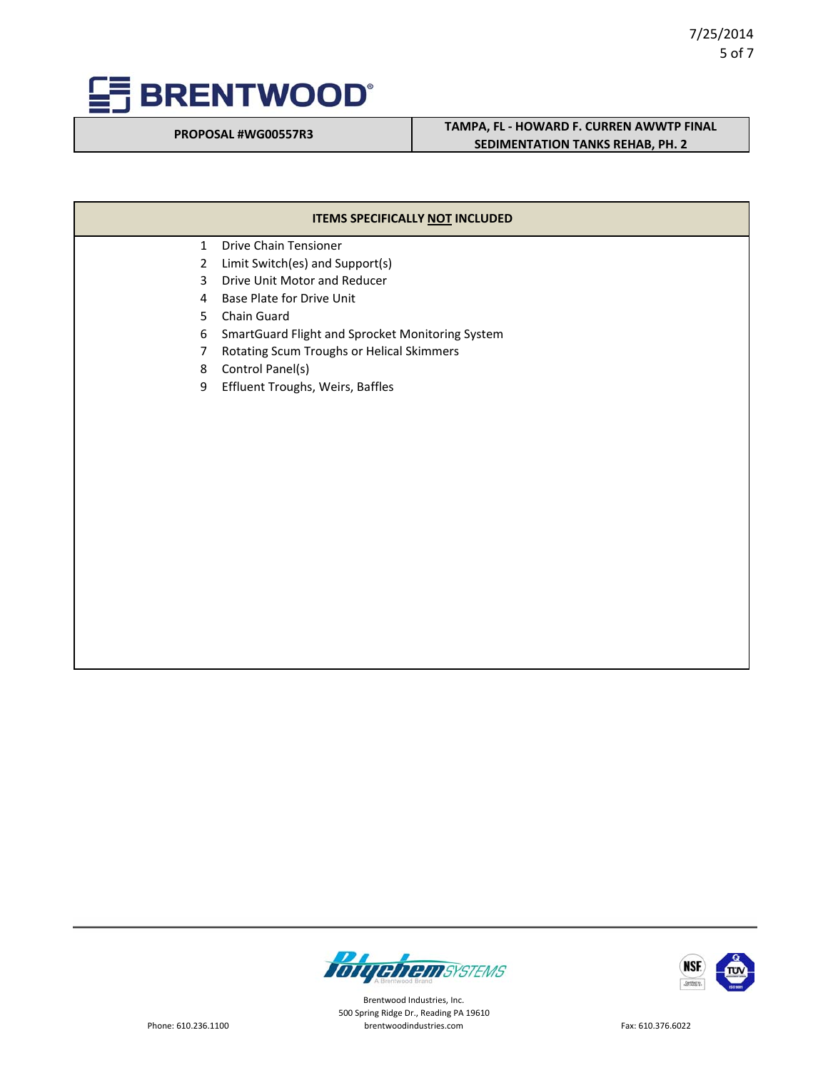| PROPOSAL #WG00557R3 | TAMPA, FL - HOWARD F. CURREN AWWTP FINAL SEDIMENTATION TANKS REHAB, PH. 2 |
| --- | --- |

## ITEMS SPECIFICALLY NOT INCLUDED

1. Drive Chain Tensioner
2. Limit Switch(es) and Support(s)
3. Drive Unit Motor and Reducer
4. Base Plate for Drive Unit
5. Chain Guard
6. SmartGuard Flight and Sprocket Monitoring System
7. Rotating Scum Troughs or Helical Skimmers
8. Control Panel(s)
9. Effluent Troughs, Weirs, Baffles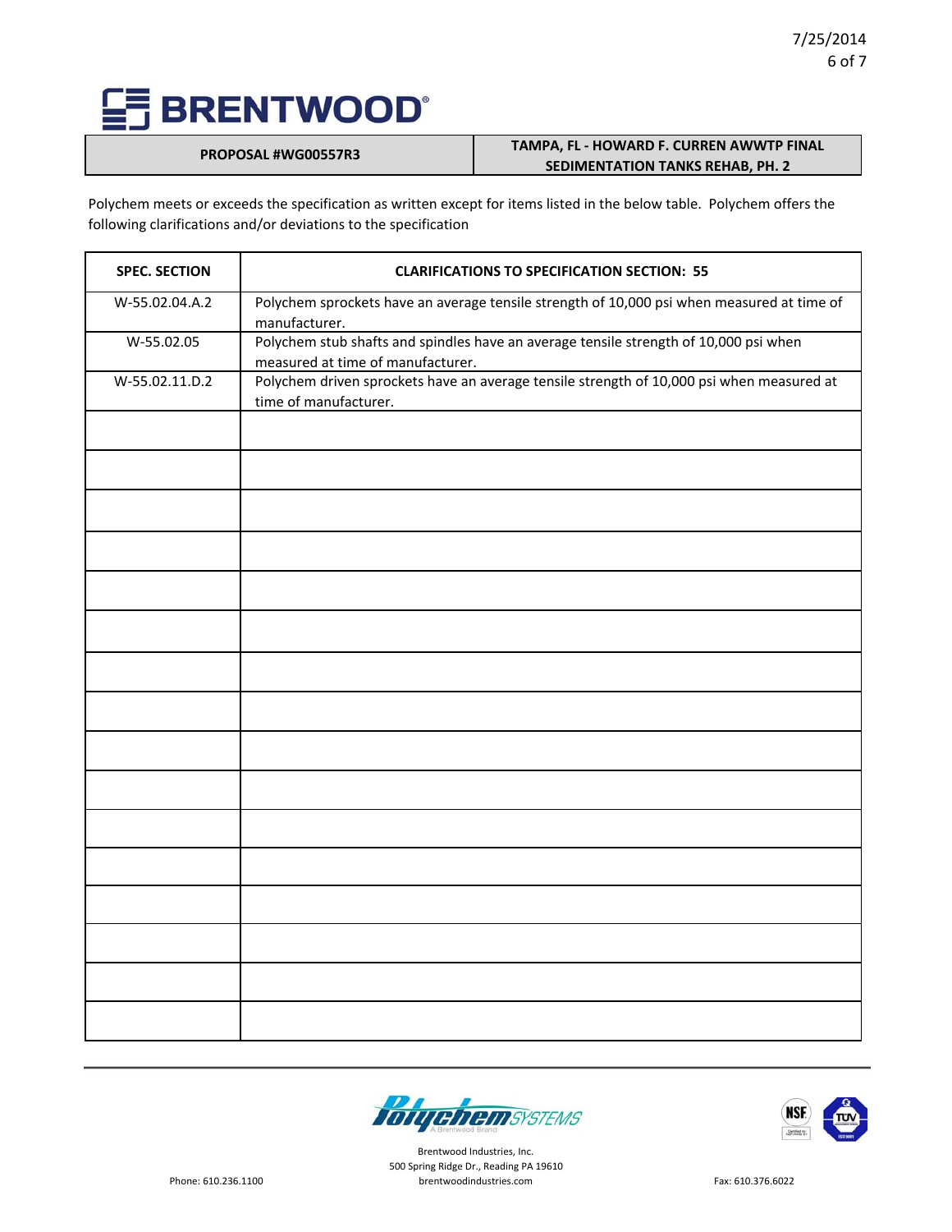**BRENTWOOD®**

| PROPOSAL #WG00557R3 | TAMPA, FL - HOWARD F. CURREN AWWTP FINAL SEDIMENTATION TANKS REHAB, PH. 2 |
|---|---|

Polychem meets or exceeds the specification as written except for items listed in the below table. Polychem offers the following clarifications and/or deviations to the specification

| SPEC. SECTION | CLARIFICATIONS TO SPECIFICATION SECTION: 55 |
|---|---|
| W-55.02.04.A.2 | Polychem sprockets have an average tensile strength of 10,000 psi when measured at time of manufacturer. |
| W-55.02.05 | Polychem stub shafts and spindles have an average tensile strength of 10,000 psi when measured at time of manufacturer. |
| W-55.02.11.D.2 | Polychem driven sprockets have an average tensile strength of 10,000 psi when measured at time of manufacturer. |
| | |
| | |
| | |
| | |
| | |
| | |
| | |
| | |
| | |
| | |
| | |
| | |
| | |
| | |
| | |

Polychem SYSTEMS — A Brentwood Brand

Brentwood Industries, Inc.
500 Spring Ridge Dr., Reading PA 19610
brentwoodindustries.com

Phone: 610.236.1100

Fax: 610.376.6022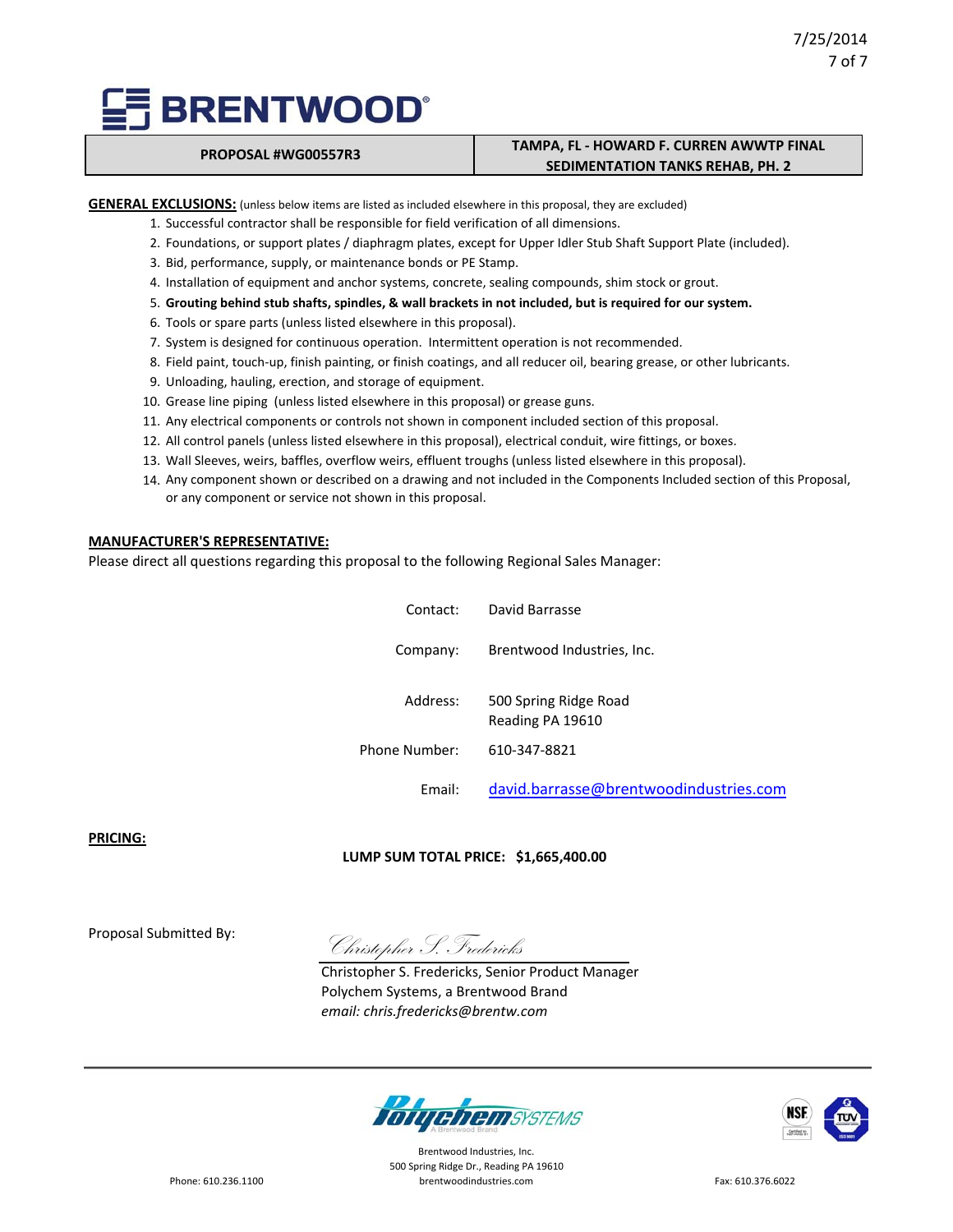| PROPOSAL #WG00557R3 | TAMPA, FL - HOWARD F. CURREN AWWTP FINAL SEDIMENTATION TANKS REHAB, PH. 2 |
|---|---|

**GENERAL EXCLUSIONS:** (unless below items are listed as included elsewhere in this proposal, they are excluded)

1. Successful contractor shall be responsible for field verification of all dimensions.
2. Foundations, or support plates / diaphragm plates, except for Upper Idler Stub Shaft Support Plate (included).
3. Bid, performance, supply, or maintenance bonds or PE Stamp.
4. Installation of equipment and anchor systems, concrete, sealing compounds, shim stock or grout.
5. **Grouting behind stub shafts, spindles, & wall brackets in not included, but is required for our system.**
6. Tools or spare parts (unless listed elsewhere in this proposal).
7. System is designed for continuous operation. Intermittent operation is not recommended.
8. Field paint, touch-up, finish painting, or finish coatings, and all reducer oil, bearing grease, or other lubricants.
9. Unloading, hauling, erection, and storage of equipment.
10. Grease line piping (unless listed elsewhere in this proposal) or grease guns.
11. Any electrical components or controls not shown in component included section of this proposal.
12. All control panels (unless listed elsewhere in this proposal), electrical conduit, wire fittings, or boxes.
13. Wall Sleeves, weirs, baffles, overflow weirs, effluent troughs (unless listed elsewhere in this proposal).
14. Any component shown or described on a drawing and not included in the Components Included section of this Proposal, or any component or service not shown in this proposal.

**MANUFACTURER'S REPRESENTATIVE:**

Please direct all questions regarding this proposal to the following Regional Sales Manager:

| | |
|---|---|
| Contact: | David Barrasse |
| Company: | Brentwood Industries, Inc. |
| Address: | 500 Spring Ridge Road<br>Reading PA 19610 |
| Phone Number: | 610-347-8821 |
| Email: | david.barrasse@brentwoodindustries.com |

**PRICING:**

**LUMP SUM TOTAL PRICE: $1,665,400.00**

Proposal Submitted By:

*Christopher S. Fredericks*

Christopher S. Fredericks, Senior Product Manager
Polychem Systems, a Brentwood Brand
*email: chris.fredericks@brentw.com*

Brentwood Industries, Inc.
500 Spring Ridge Dr., Reading PA 19610
brentwoodindustries.com

Phone: 610.236.1100

Fax: 610.376.6022